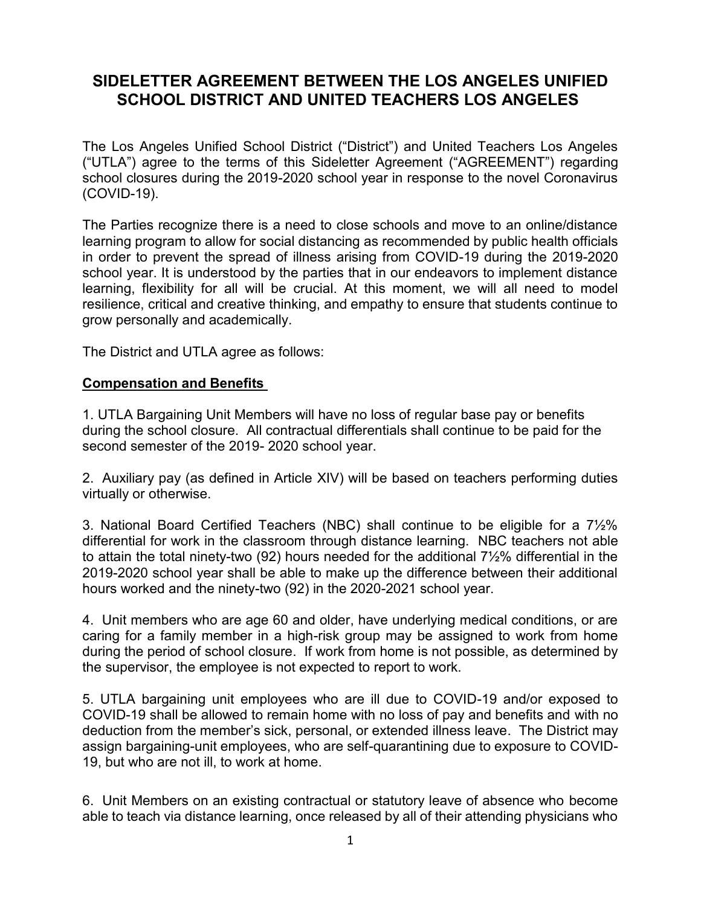# SIDELETTER AGREEMENT BETWEEN THE LOS ANGELES UNIFIED SCHOOL DISTRICT AND UNITED TEACHERS LOS ANGELES

The Los Angeles Unified School District ("District") and United Teachers Los Angeles ("UTLA") agree to the terms of this Sideletter Agreement ("AGREEMENT") regarding school closures during the 2019-2020 school year in response to the novel Coronavirus (COVID-19).

The Parties recognize there is a need to close schools and move to an online/distance learning program to allow for social distancing as recommended by public health officials in order to prevent the spread of illness arising from COVID-19 during the 2019-2020 school year. It is understood by the parties that in our endeavors to implement distance learning, flexibility for all will be crucial. At this moment, we will all need to model resilience, critical and creative thinking, and empathy to ensure that students continue to grow personally and academically.

The District and UTLA agree as follows:

**Compensation and Benefits**

1. UTLA Bargaining Unit Members will have no loss of regular base pay or benefits during the school closure. All contractual differentials shall continue to be paid for the second semester of the 2019- 2020 school year.

2. Auxiliary pay (as defined in Article XIV) will be based on teachers performing duties virtually or otherwise.

3. National Board Certified Teachers (NBC) shall continue to be eligible for a 7½% differential for work in the classroom through distance learning. NBC teachers not able to attain the total ninety-two (92) hours needed for the additional 7½% differential in the 2019-2020 school year shall be able to make up the difference between their additional hours worked and the ninety-two (92) in the 2020-2021 school year.

4. Unit members who are age 60 and older, have underlying medical conditions, or are caring for a family member in a high-risk group may be assigned to work from home during the period of school closure. If work from home is not possible, as determined by the supervisor, the employee is not expected to report to work.

5. UTLA bargaining unit employees who are ill due to COVID-19 and/or exposed to COVID-19 shall be allowed to remain home with no loss of pay and benefits and with no deduction from the member's sick, personal, or extended illness leave. The District may assign bargaining-unit employees, who are self-quarantining due to exposure to COVID-19, but who are not ill, to work at home.

6. Unit Members on an existing contractual or statutory leave of absence who become able to teach via distance learning, once released by all of their attending physicians who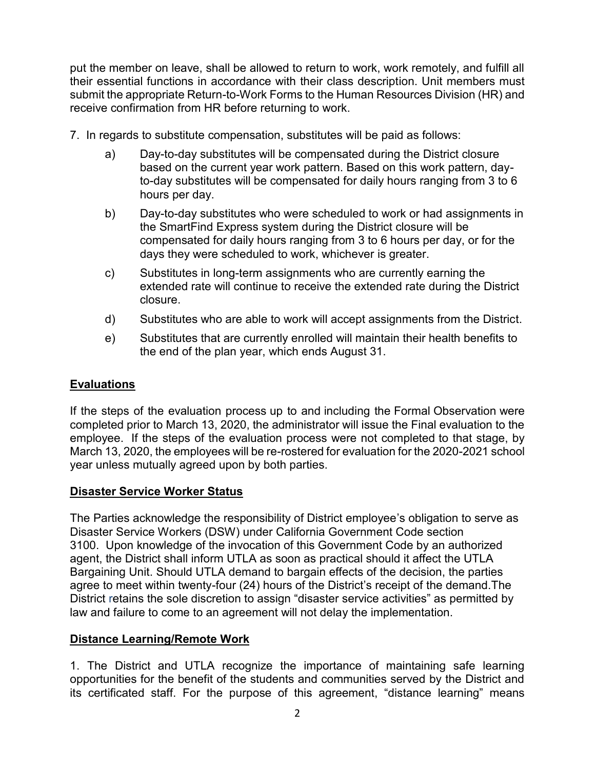put the member on leave, shall be allowed to return to work, work remotely, and fulfill all their essential functions in accordance with their class description. Unit members must submit the appropriate Return-to-Work Forms to the Human Resources Division (HR) and receive confirmation from HR before returning to work.

7. In regards to substitute compensation, substitutes will be paid as follows:

   a) Day-to-day substitutes will be compensated during the District closure based on the current year work pattern. Based on this work pattern, day-to-day substitutes will be compensated for daily hours ranging from 3 to 6 hours per day.

   b) Day-to-day substitutes who were scheduled to work or had assignments in the SmartFind Express system during the District closure will be compensated for daily hours ranging from 3 to 6 hours per day, or for the days they were scheduled to work, whichever is greater.

   c) Substitutes in long-term assignments who are currently earning the extended rate will continue to receive the extended rate during the District closure.

   d) Substitutes who are able to work will accept assignments from the District.

   e) Substitutes that are currently enrolled will maintain their health benefits to the end of the plan year, which ends August 31.

## Evaluations

If the steps of the evaluation process up to and including the Formal Observation were completed prior to March 13, 2020, the administrator will issue the Final evaluation to the employee. If the steps of the evaluation process were not completed to that stage, by March 13, 2020, the employees will be re-rostered for evaluation for the 2020-2021 school year unless mutually agreed upon by both parties.

## Disaster Service Worker Status

The Parties acknowledge the responsibility of District employee's obligation to serve as Disaster Service Workers (DSW) under California Government Code section 3100. Upon knowledge of the invocation of this Government Code by an authorized agent, the District shall inform UTLA as soon as practical should it affect the UTLA Bargaining Unit. Should UTLA demand to bargain effects of the decision, the parties agree to meet within twenty-four (24) hours of the District's receipt of the demand.The District retains the sole discretion to assign "disaster service activities" as permitted by law and failure to come to an agreement will not delay the implementation.

## Distance Learning/Remote Work

1. The District and UTLA recognize the importance of maintaining safe learning opportunities for the benefit of the students and communities served by the District and its certificated staff. For the purpose of this agreement, "distance learning" means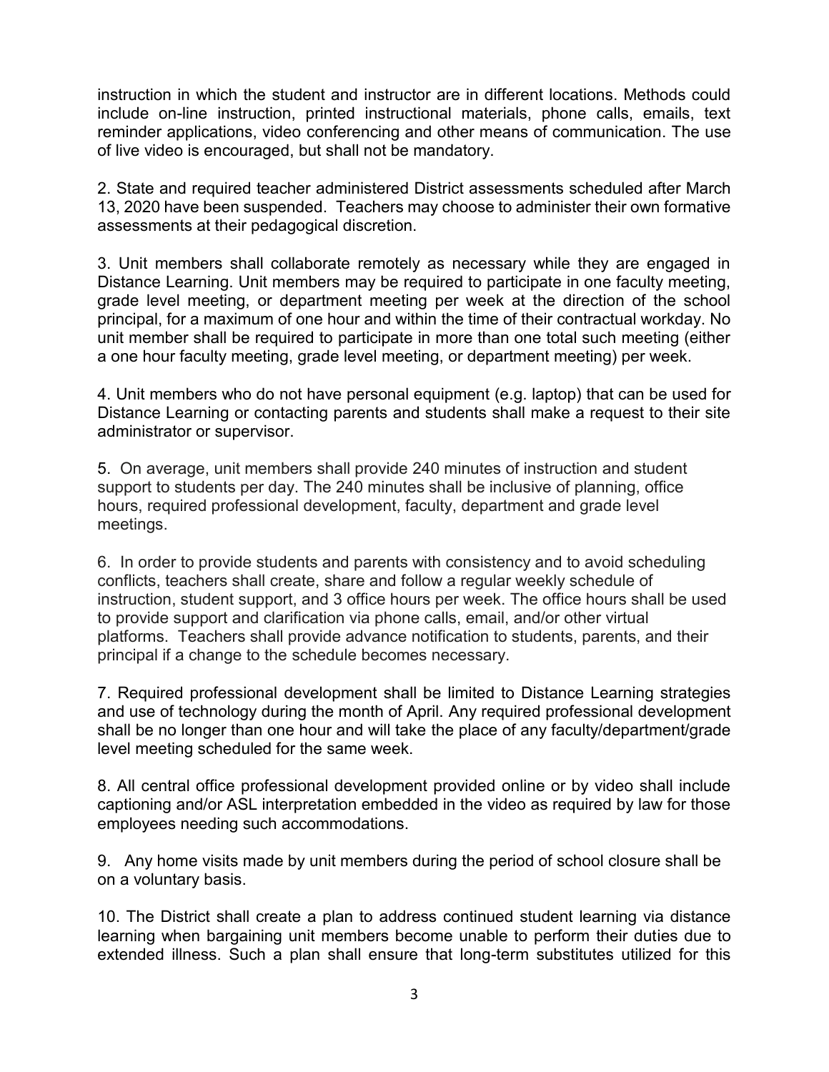instruction in which the student and instructor are in different locations. Methods could include on-line instruction, printed instructional materials, phone calls, emails, text reminder applications, video conferencing and other means of communication. The use of live video is encouraged, but shall not be mandatory.

2. State and required teacher administered District assessments scheduled after March 13, 2020 have been suspended. Teachers may choose to administer their own formative assessments at their pedagogical discretion.

3. Unit members shall collaborate remotely as necessary while they are engaged in Distance Learning. Unit members may be required to participate in one faculty meeting, grade level meeting, or department meeting per week at the direction of the school principal, for a maximum of one hour and within the time of their contractual workday. No unit member shall be required to participate in more than one total such meeting (either a one hour faculty meeting, grade level meeting, or department meeting) per week.

4. Unit members who do not have personal equipment (e.g. laptop) that can be used for Distance Learning or contacting parents and students shall make a request to their site administrator or supervisor.

5. On average, unit members shall provide 240 minutes of instruction and student support to students per day. The 240 minutes shall be inclusive of planning, office hours, required professional development, faculty, department and grade level meetings.

6. In order to provide students and parents with consistency and to avoid scheduling conflicts, teachers shall create, share and follow a regular weekly schedule of instruction, student support, and 3 office hours per week. The office hours shall be used to provide support and clarification via phone calls, email, and/or other virtual platforms. Teachers shall provide advance notification to students, parents, and their principal if a change to the schedule becomes necessary.

7. Required professional development shall be limited to Distance Learning strategies and use of technology during the month of April. Any required professional development shall be no longer than one hour and will take the place of any faculty/department/grade level meeting scheduled for the same week.

8. All central office professional development provided online or by video shall include captioning and/or ASL interpretation embedded in the video as required by law for those employees needing such accommodations.

9. Any home visits made by unit members during the period of school closure shall be on a voluntary basis.

10. The District shall create a plan to address continued student learning via distance learning when bargaining unit members become unable to perform their duties due to extended illness. Such a plan shall ensure that long-term substitutes utilized for this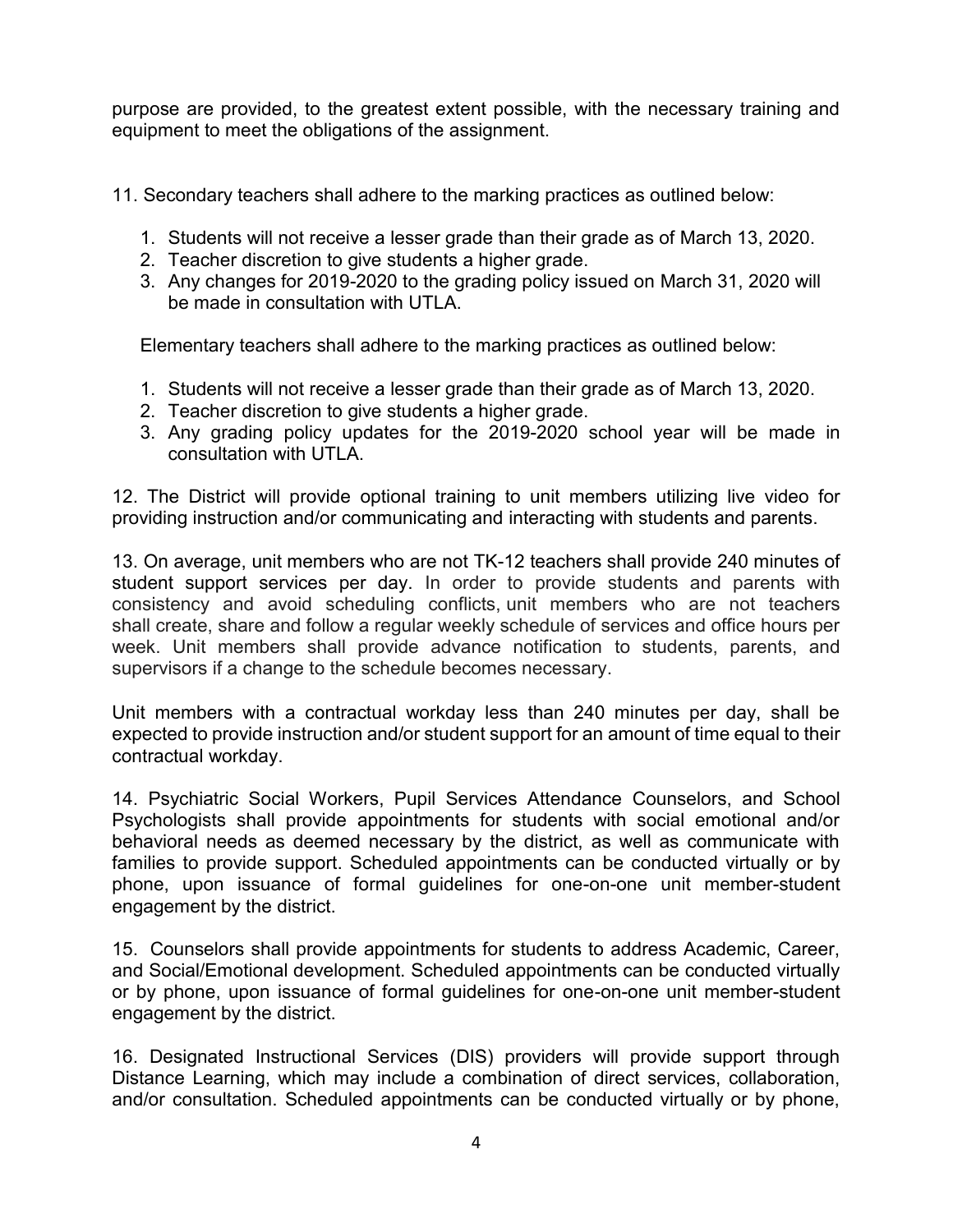purpose are provided, to the greatest extent possible, with the necessary training and equipment to meet the obligations of the assignment.

11. Secondary teachers shall adhere to the marking practices as outlined below:

   1. Students will not receive a lesser grade than their grade as of March 13, 2020.
   2. Teacher discretion to give students a higher grade.
   3. Any changes for 2019-2020 to the grading policy issued on March 31, 2020 will be made in consultation with UTLA.

   Elementary teachers shall adhere to the marking practices as outlined below:

   1. Students will not receive a lesser grade than their grade as of March 13, 2020.
   2. Teacher discretion to give students a higher grade.
   3. Any grading policy updates for the 2019-2020 school year will be made in consultation with UTLA.

12. The District will provide optional training to unit members utilizing live video for providing instruction and/or communicating and interacting with students and parents.

13. On average, unit members who are not TK-12 teachers shall provide 240 minutes of student support services per day. In order to provide students and parents with consistency and avoid scheduling conflicts, unit members who are not teachers shall create, share and follow a regular weekly schedule of services and office hours per week. Unit members shall provide advance notification to students, parents, and supervisors if a change to the schedule becomes necessary.

Unit members with a contractual workday less than 240 minutes per day, shall be expected to provide instruction and/or student support for an amount of time equal to their contractual workday.

14. Psychiatric Social Workers, Pupil Services Attendance Counselors, and School Psychologists shall provide appointments for students with social emotional and/or behavioral needs as deemed necessary by the district, as well as communicate with families to provide support. Scheduled appointments can be conducted virtually or by phone, upon issuance of formal guidelines for one-on-one unit member-student engagement by the district.

15. Counselors shall provide appointments for students to address Academic, Career, and Social/Emotional development. Scheduled appointments can be conducted virtually or by phone, upon issuance of formal guidelines for one-on-one unit member-student engagement by the district.

16. Designated Instructional Services (DIS) providers will provide support through Distance Learning, which may include a combination of direct services, collaboration, and/or consultation. Scheduled appointments can be conducted virtually or by phone,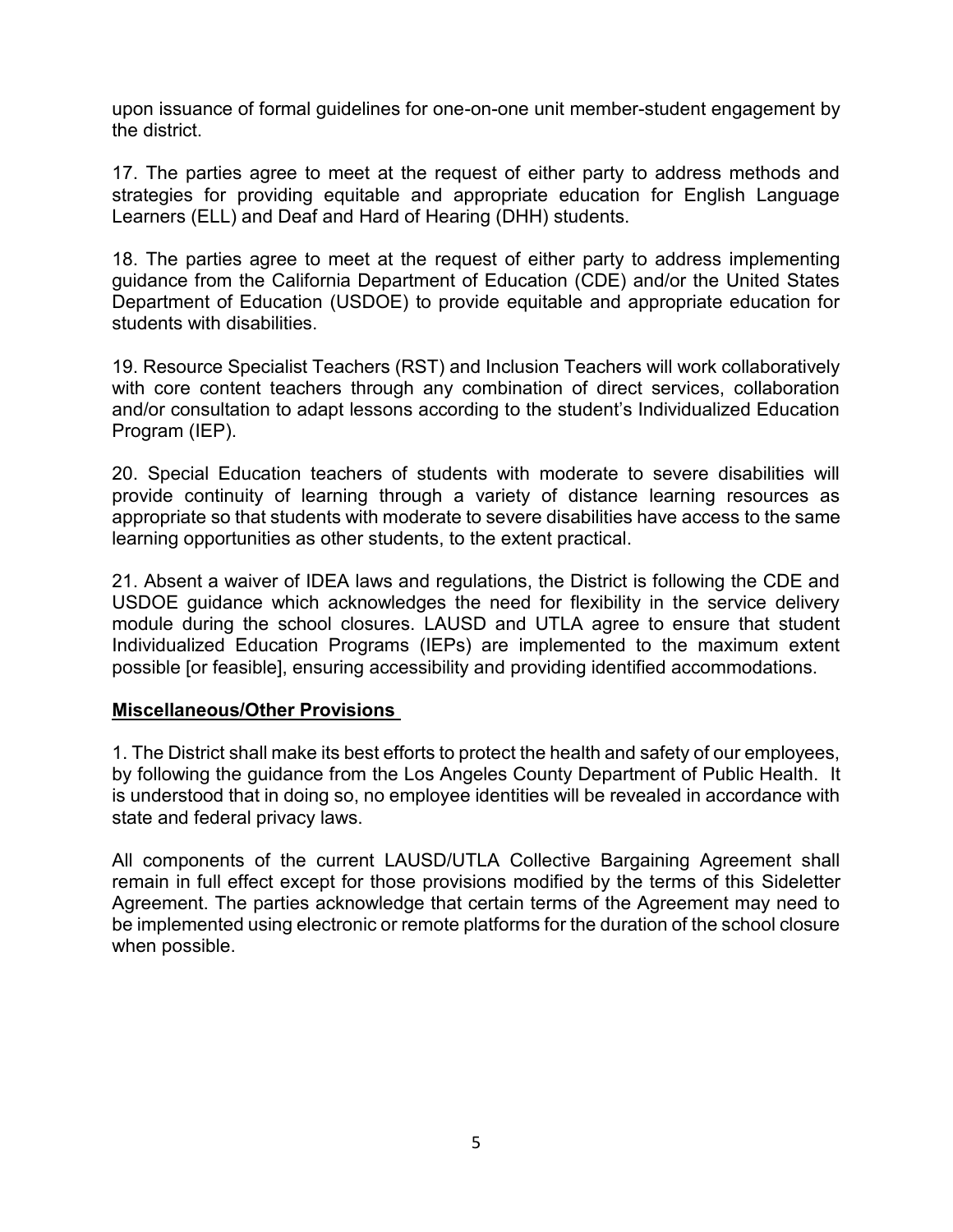upon issuance of formal guidelines for one-on-one unit member-student engagement by the district.

17. The parties agree to meet at the request of either party to address methods and strategies for providing equitable and appropriate education for English Language Learners (ELL) and Deaf and Hard of Hearing (DHH) students.

18. The parties agree to meet at the request of either party to address implementing guidance from the California Department of Education (CDE) and/or the United States Department of Education (USDOE) to provide equitable and appropriate education for students with disabilities.

19. Resource Specialist Teachers (RST) and Inclusion Teachers will work collaboratively with core content teachers through any combination of direct services, collaboration and/or consultation to adapt lessons according to the student's Individualized Education Program (IEP).

20. Special Education teachers of students with moderate to severe disabilities will provide continuity of learning through a variety of distance learning resources as appropriate so that students with moderate to severe disabilities have access to the same learning opportunities as other students, to the extent practical.

21. Absent a waiver of IDEA laws and regulations, the District is following the CDE and USDOE guidance which acknowledges the need for flexibility in the service delivery module during the school closures. LAUSD and UTLA agree to ensure that student Individualized Education Programs (IEPs) are implemented to the maximum extent possible [or feasible], ensuring accessibility and providing identified accommodations.

**Miscellaneous/Other Provisions**

1. The District shall make its best efforts to protect the health and safety of our employees, by following the guidance from the Los Angeles County Department of Public Health. It is understood that in doing so, no employee identities will be revealed in accordance with state and federal privacy laws.

All components of the current LAUSD/UTLA Collective Bargaining Agreement shall remain in full effect except for those provisions modified by the terms of this Sideletter Agreement. The parties acknowledge that certain terms of the Agreement may need to be implemented using electronic or remote platforms for the duration of the school closure when possible.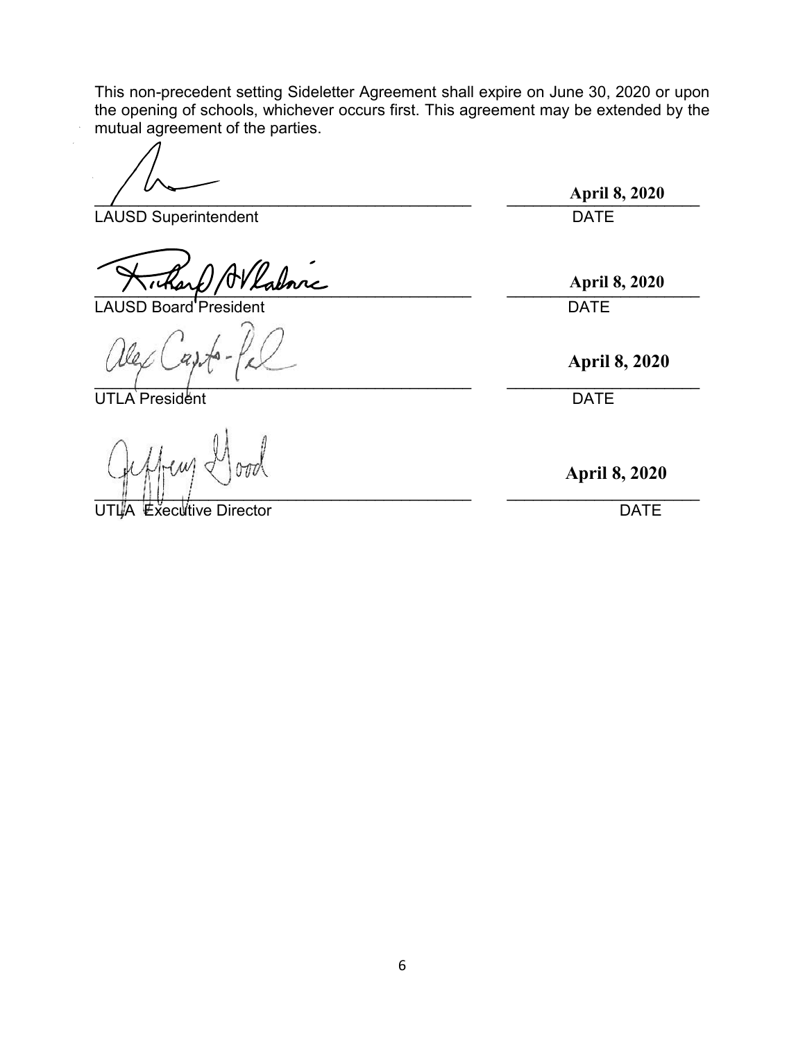This non-precedent setting Sideletter Agreement shall expire on June 30, 2020 or upon the opening of schools, whichever occurs first. This agreement may be extended by the mutual agreement of the parties.

| | |
|---|---|
| \_\_\_\_\_\_\_\_\_\_\_\_\_\_\_\_\_\_\_\_\_\_\_\_\_\_\_\_\_\_\_\_\_\_ | **April 8, 2020** |
| LAUSD Superintendent | DATE |
| \_\_\_\_\_\_\_\_\_\_\_\_\_\_\_\_\_\_\_\_\_\_\_\_\_\_\_\_\_\_\_\_\_\_ | **April 8, 2020** |
| LAUSD Board President | DATE |
| \_\_\_\_\_\_\_\_\_\_\_\_\_\_\_\_\_\_\_\_\_\_\_\_\_\_\_\_\_\_\_\_\_\_ | **April 8, 2020** |
| UTLA President | DATE |
| \_\_\_\_\_\_\_\_\_\_\_\_\_\_\_\_\_\_\_\_\_\_\_\_\_\_\_\_\_\_\_\_\_\_ | **April 8, 2020** |
| UTLA Executive Director | DATE |